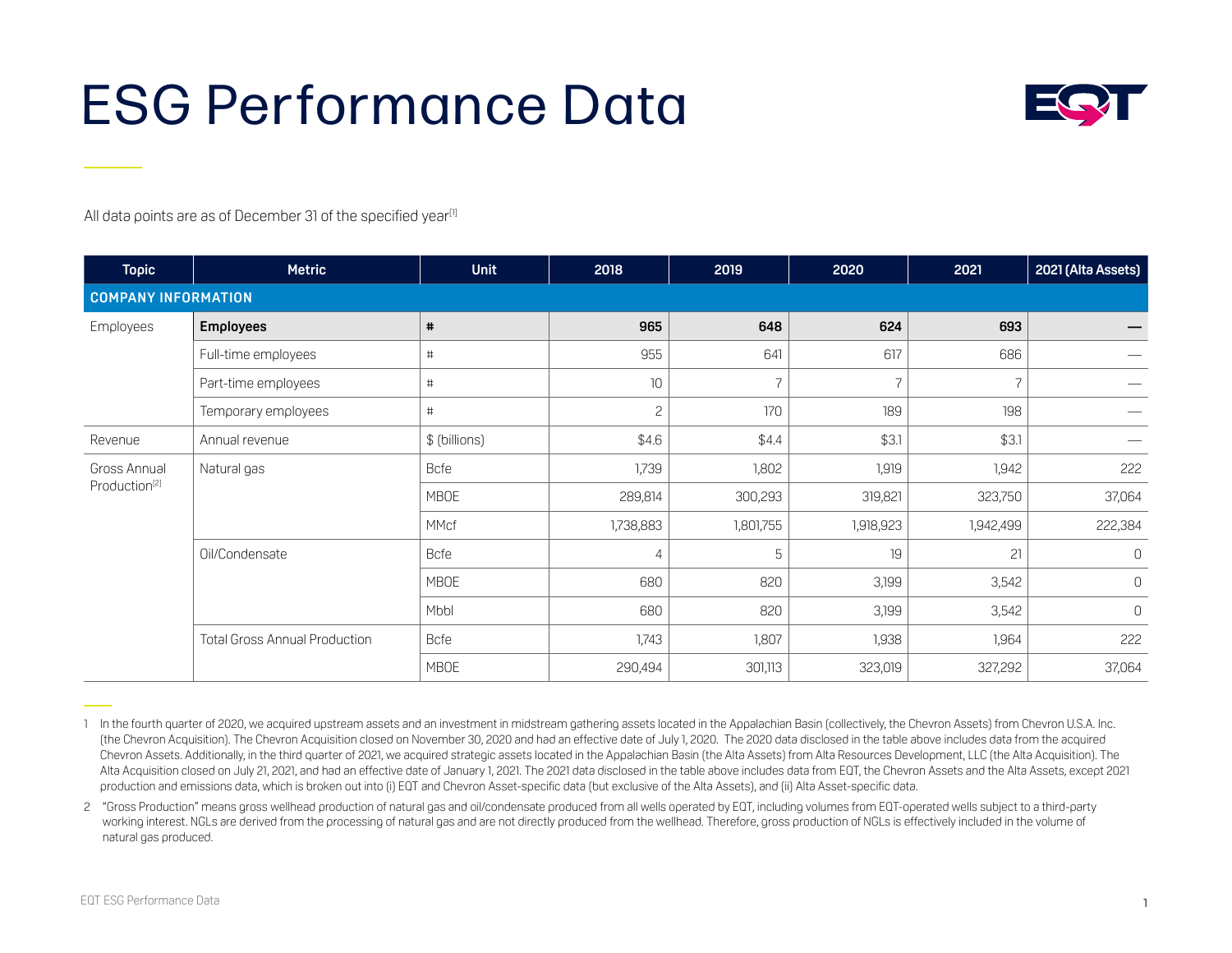# ESG Performance Data

All data points are as of December 31 of the specified year[1]

| Topic | Metric | Unit | 2018 | 2019 | 2020 | 2021 | 2021 (Alta Assets) |
|---|---|---|---|---|---|---|---|
| **COMPANY INFORMATION** | | | | | | | |
| Employees | **Employees** | **#** | **965** | **648** | **624** | **693** | **—** |
| | Full-time employees | # | 955 | 641 | 617 | 686 | — |
| | Part-time employees | # | 10 | 7 | 7 | 7 | — |
| | Temporary employees | # | 2 | 170 | 189 | 198 | — |
| Revenue | Annual revenue | $ (billions) | $4.6 | $4.4 | $3.1 | $3.1 | — |
| Gross Annual Production[2] | Natural gas | Bcfe | 1,739 | 1,802 | 1,919 | 1,942 | 222 |
| | | MBOE | 289,814 | 300,293 | 319,821 | 323,750 | 37,064 |
| | | MMcf | 1,738,883 | 1,801,755 | 1,918,923 | 1,942,499 | 222,384 |
| | Oil/Condensate | Bcfe | 4 | 5 | 19 | 21 | 0 |
| | | MBOE | 680 | 820 | 3,199 | 3,542 | 0 |
| | | Mbbl | 680 | 820 | 3,199 | 3,542 | 0 |
| | Total Gross Annual Production | Bcfe | 1,743 | 1,807 | 1,938 | 1,964 | 222 |
| | | MBOE | 290,494 | 301,113 | 323,019 | 327,292 | 37,064 |

1 In the fourth quarter of 2020, we acquired upstream assets and an investment in midstream gathering assets located in the Appalachian Basin (collectively, the Chevron Assets) from Chevron U.S.A. Inc. (the Chevron Acquisition). The Chevron Acquisition closed on November 30, 2020 and had an effective date of July 1, 2020. The 2020 data disclosed in the table above includes data from the acquired Chevron Assets. Additionally, in the third quarter of 2021, we acquired strategic assets located in the Appalachian Basin (the Alta Assets) from Alta Resources Development, LLC (the Alta Acquisition). The Alta Acquisition closed on July 21, 2021, and had an effective date of January 1, 2021. The 2021 data disclosed in the table above includes data from EQT, the Chevron Assets and the Alta Assets, except 2021 production and emissions data, which is broken out into (i) EQT and Chevron Asset-specific data (but exclusive of the Alta Assets), and (ii) Alta Asset-specific data.

2 "Gross Production" means gross wellhead production of natural gas and oil/condensate produced from all wells operated by EQT, including volumes from EQT-operated wells subject to a third-party working interest. NGLs are derived from the processing of natural gas and are not directly produced from the wellhead. Therefore, gross production of NGLs is effectively included in the volume of natural gas produced.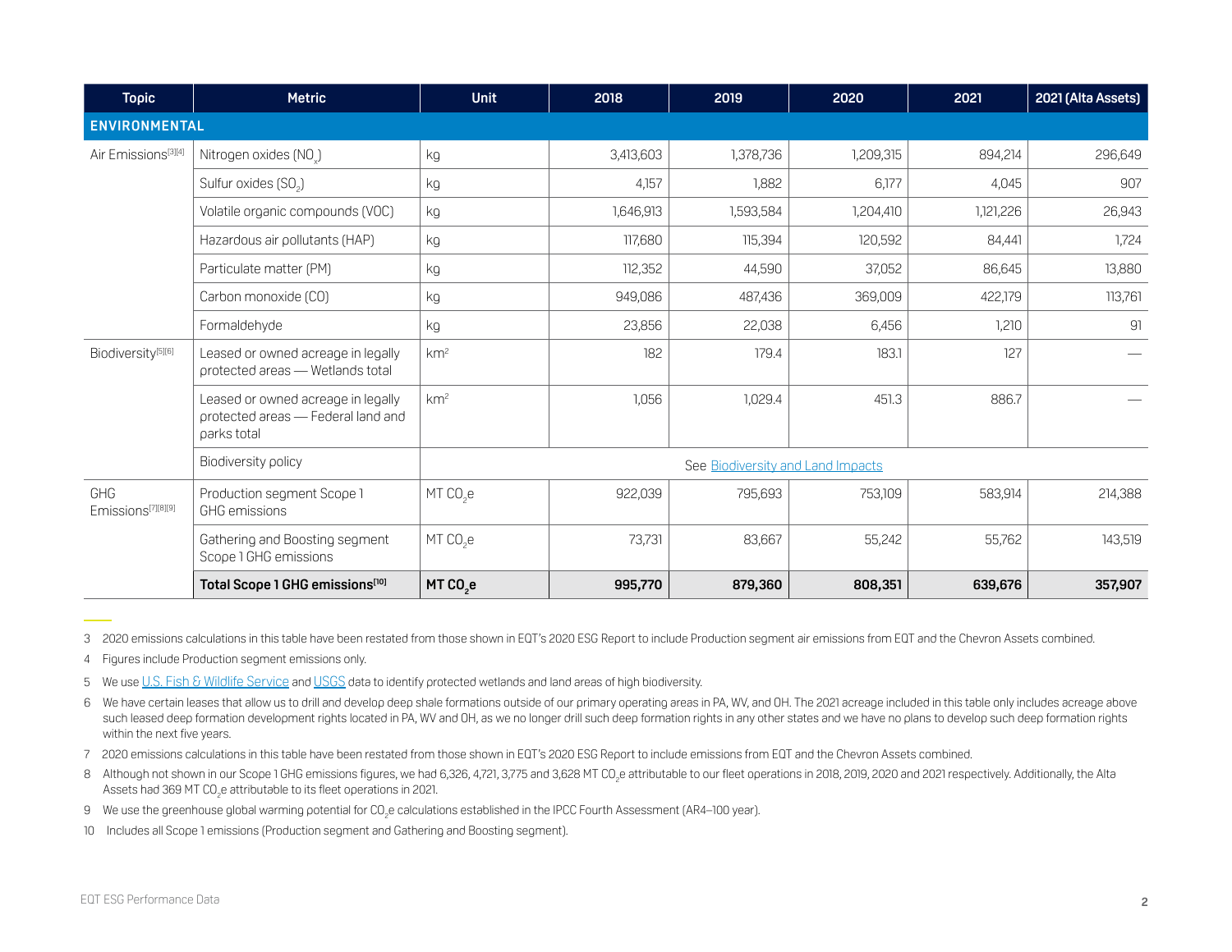| Topic | Metric | Unit | 2018 | 2019 | 2020 | 2021 | 2021 (Alta Assets) |
|---|---|---|---|---|---|---|---|
| **ENVIRONMENTAL** | | | | | | | |
| Air Emissions[3][4] | Nitrogen oxides ($NO_x$) | kg | 3,413,603 | 1,378,736 | 1,209,315 | 894,214 | 296,649 |
| | Sulfur oxides ($SO_2$) | kg | 4,157 | 1,882 | 6,177 | 4,045 | 907 |
| | Volatile organic compounds (VOC) | kg | 1,646,913 | 1,593,584 | 1,204,410 | 1,121,226 | 26,943 |
| | Hazardous air pollutants (HAP) | kg | 117,680 | 115,394 | 120,592 | 84,441 | 1,724 |
| | Particulate matter (PM) | kg | 112,352 | 44,590 | 37,052 | 86,645 | 13,880 |
| | Carbon monoxide (CO) | kg | 949,086 | 487,436 | 369,009 | 422,179 | 113,761 |
| | Formaldehyde | kg | 23,856 | 22,038 | 6,456 | 1,210 | 91 |
| Biodiversity[5][6] | Leased or owned acreage in legally protected areas — Wetlands total | $km^2$ | 182 | 179.4 | 183.1 | 127 | — |
| | Leased or owned acreage in legally protected areas — Federal land and parks total | $km^2$ | 1,056 | 1,029.4 | 451.3 | 886.7 | — |
| | Biodiversity policy | See Biodiversity and Land Impacts | | | | | |
| GHG Emissions[7][8][9] | Production segment Scope 1 GHG emissions | MT $CO_2e$ | 922,039 | 795,693 | 753,109 | 583,914 | 214,388 |
| | Gathering and Boosting segment Scope 1 GHG emissions | MT $CO_2e$ | 73,731 | 83,667 | 55,242 | 55,762 | 143,519 |
| | **Total Scope 1 GHG emissions[10]** | **MT $CO_2e$** | **995,770** | **879,360** | **808,351** | **639,676** | **357,907** |

3 2020 emissions calculations in this table have been restated from those shown in EQT's 2020 ESG Report to include Production segment air emissions from EQT and the Chevron Assets combined.

4 Figures include Production segment emissions only.

5 We use U.S. Fish & Wildlife Service and USGS data to identify protected wetlands and land areas of high biodiversity.

6 We have certain leases that allow us to drill and develop deep shale formations outside of our primary operating areas in PA, WV, and OH. The 2021 acreage included in this table only includes acreage above such leased deep formation development rights located in PA, WV and OH, as we no longer drill such deep formation rights in any other states and we have no plans to develop such deep formation rights within the next five years.

7 2020 emissions calculations in this table have been restated from those shown in EQT's 2020 ESG Report to include emissions from EQT and the Chevron Assets combined.

8 Although not shown in our Scope 1 GHG emissions figures, we had 6,326, 4,721, 3,775 and 3,628 MT $CO_2e$ attributable to our fleet operations in 2018, 2019, 2020 and 2021 respectively. Additionally, the Alta Assets had 369 MT $CO_2e$ attributable to its fleet operations in 2021.

9 We use the greenhouse global warming potential for $CO_2e$ calculations established in the IPCC Fourth Assessment (AR4–100 year).

10 Includes all Scope 1 emissions (Production segment and Gathering and Boosting segment).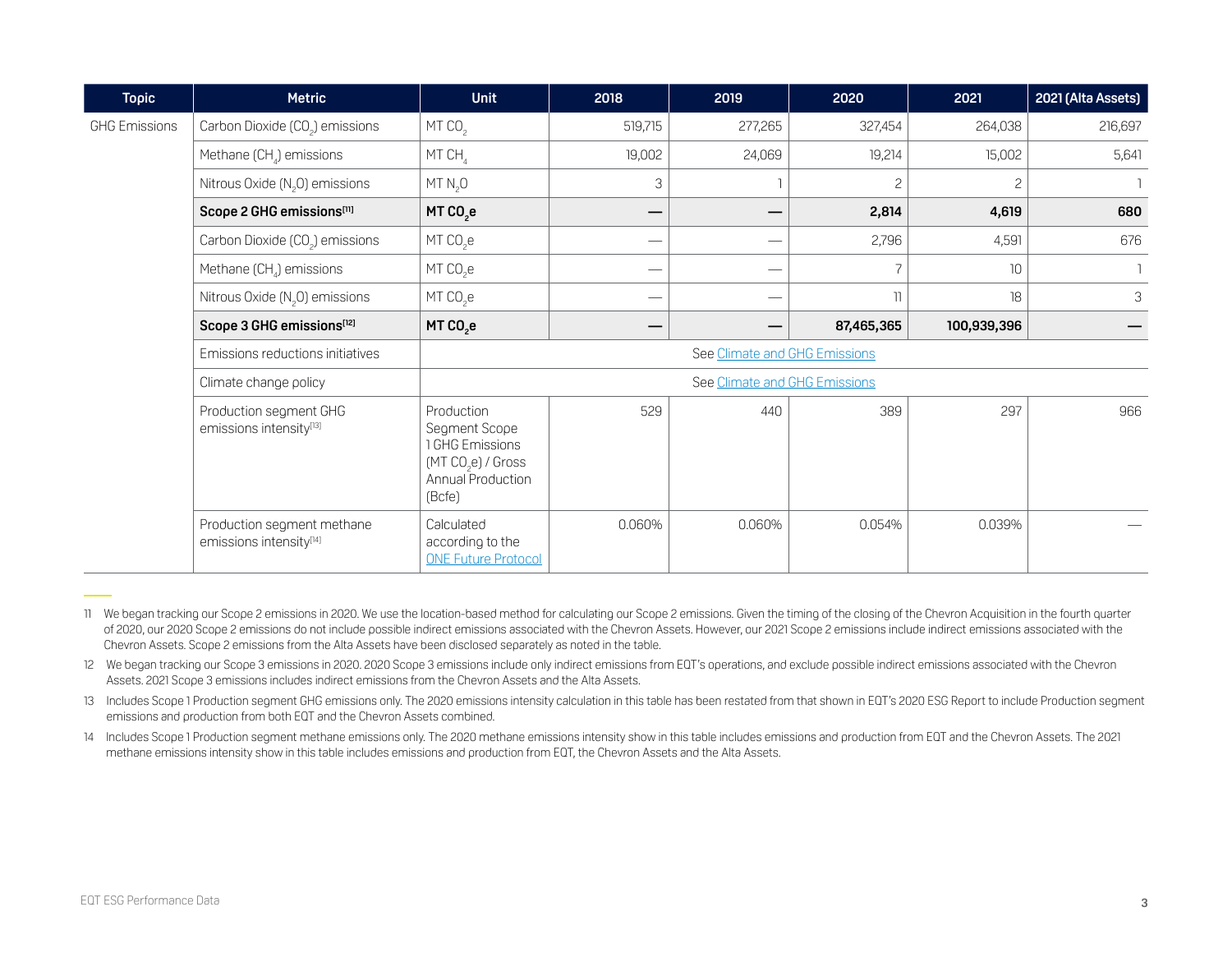| Topic | Metric | Unit | 2018 | 2019 | 2020 | 2021 | 2021 (Alta Assets) |
|---|---|---|---|---|---|---|---|
| GHG Emissions | Carbon Dioxide ($CO_2$) emissions | MT $CO_2$ | 519,715 | 277,265 | 327,454 | 264,038 | 216,697 |
| | Methane ($CH_4$) emissions | MT $CH_4$ | 19,002 | 24,069 | 19,214 | 15,002 | 5,641 |
| | Nitrous Oxide ($N_2O$) emissions | MT $N_2O$ | 3 | 1 | 2 | 2 | 1 |
| | **Scope 2 GHG emissions[11]** | **MT $CO_2e$** | **—** | **—** | **2,814** | **4,619** | **680** |
| | Carbon Dioxide ($CO_2$) emissions | MT $CO_2e$ | — | — | 2,796 | 4,591 | 676 |
| | Methane ($CH_4$) emissions | MT $CO_2e$ | — | — | 7 | 10 | 1 |
| | Nitrous Oxide ($N_2O$) emissions | MT $CO_2e$ | — | — | 11 | 18 | 3 |
| | **Scope 3 GHG emissions[12]** | **MT $CO_2e$** | **—** | **—** | **87,465,365** | **100,939,396** | **—** |
| | Emissions reductions initiatives | See Climate and GHG Emissions | | | | | |
| | Climate change policy | See Climate and GHG Emissions | | | | | |
| | Production segment GHG emissions intensity[13] | Production Segment Scope 1 GHG Emissions (MT $CO_2e$) / Gross Annual Production (Bcfe) | 529 | 440 | 389 | 297 | 966 |
| | Production segment methane emissions intensity[14] | Calculated according to the ONE Future Protocol | 0.060% | 0.060% | 0.054% | 0.039% | — |

11 We began tracking our Scope 2 emissions in 2020. We use the location-based method for calculating our Scope 2 emissions. Given the timing of the closing of the Chevron Acquisition in the fourth quarter of 2020, our 2020 Scope 2 emissions do not include possible indirect emissions associated with the Chevron Assets. However, our 2021 Scope 2 emissions include indirect emissions associated with the Chevron Assets. Scope 2 emissions from the Alta Assets have been disclosed separately as noted in the table.

12 We began tracking our Scope 3 emissions in 2020. 2020 Scope 3 emissions include only indirect emissions from EQT's operations, and exclude possible indirect emissions associated with the Chevron Assets. 2021 Scope 3 emissions includes indirect emissions from the Chevron Assets and the Alta Assets.

13 Includes Scope 1 Production segment GHG emissions only. The 2020 emissions intensity calculation in this table has been restated from that shown in EQT's 2020 ESG Report to include Production segment emissions and production from both EQT and the Chevron Assets combined.

14 Includes Scope 1 Production segment methane emissions only. The 2020 methane emissions intensity show in this table includes emissions and production from EQT and the Chevron Assets. The 2021 methane emissions intensity show in this table includes emissions and production from EQT, the Chevron Assets and the Alta Assets.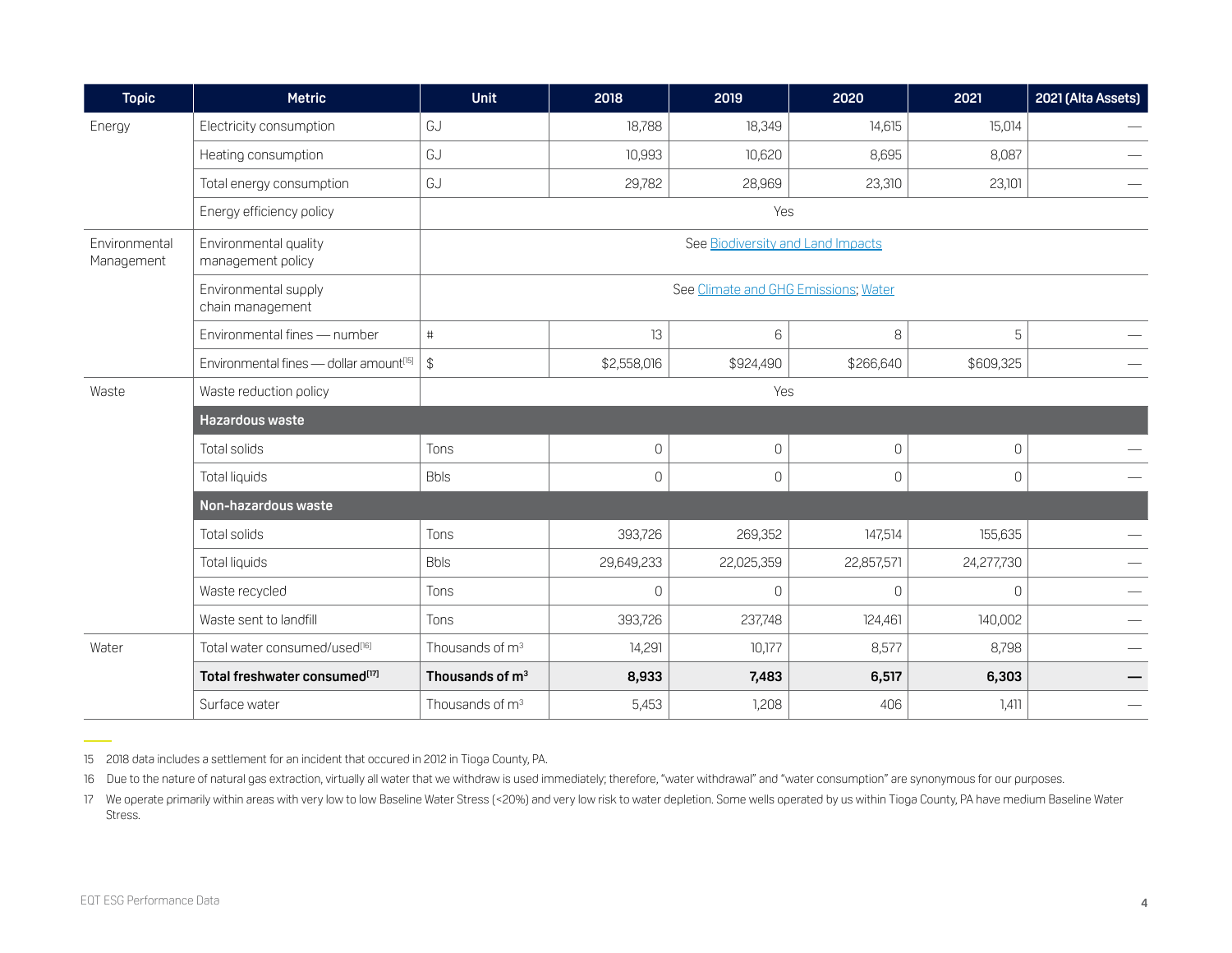| Topic | Metric | Unit | 2018 | 2019 | 2020 | 2021 | 2021 (Alta Assets) |
|---|---|---|---|---|---|---|---|
| Energy | Electricity consumption | GJ | 18,788 | 18,349 | 14,615 | 15,014 | — |
| | Heating consumption | GJ | 10,993 | 10,620 | 8,695 | 8,087 | — |
| | Total energy consumption | GJ | 29,782 | 28,969 | 23,310 | 23,101 | — |
| | Energy efficiency policy | Yes | | | | | |
| Environmental Management | Environmental quality management policy | See Biodiversity and Land Impacts | | | | | |
| | Environmental supply chain management | See Climate and GHG Emissions; Water | | | | | |
| | Environmental fines — number | # | 13 | 6 | 8 | 5 | — |
| | Environmental fines — dollar amount[15] | $ | $2,558,016 | $924,490 | $266,640 | $609,325 | — |
| Waste | Waste reduction policy | Yes | | | | | |
| | **Hazardous waste** | | | | | | |
| | Total solids | Tons | 0 | 0 | 0 | 0 | — |
| | Total liquids | Bbls | 0 | 0 | 0 | 0 | — |
| | **Non-hazardous waste** | | | | | | |
| | Total solids | Tons | 393,726 | 269,352 | 147,514 | 155,635 | — |
| | Total liquids | Bbls | 29,649,233 | 22,025,359 | 22,857,571 | 24,277,730 | — |
| | Waste recycled | Tons | 0 | 0 | 0 | 0 | — |
| | Waste sent to landfill | Tons | 393,726 | 237,748 | 124,461 | 140,002 | — |
| Water | Total water consumed/used[16] | Thousands of m³ | 14,291 | 10,177 | 8,577 | 8,798 | — |
| | **Total freshwater consumed[17]** | **Thousands of m³** | **8,933** | **7,483** | **6,517** | **6,303** | **—** |
| | Surface water | Thousands of m³ | 5,453 | 1,208 | 406 | 1,411 | — |

15 2018 data includes a settlement for an incident that occured in 2012 in Tioga County, PA.

16 Due to the nature of natural gas extraction, virtually all water that we withdraw is used immediately; therefore, "water withdrawal" and "water consumption" are synonymous for our purposes.

17 We operate primarily within areas with very low to low Baseline Water Stress (<20%) and very low risk to water depletion. Some wells operated by us within Tioga County, PA have medium Baseline Water Stress.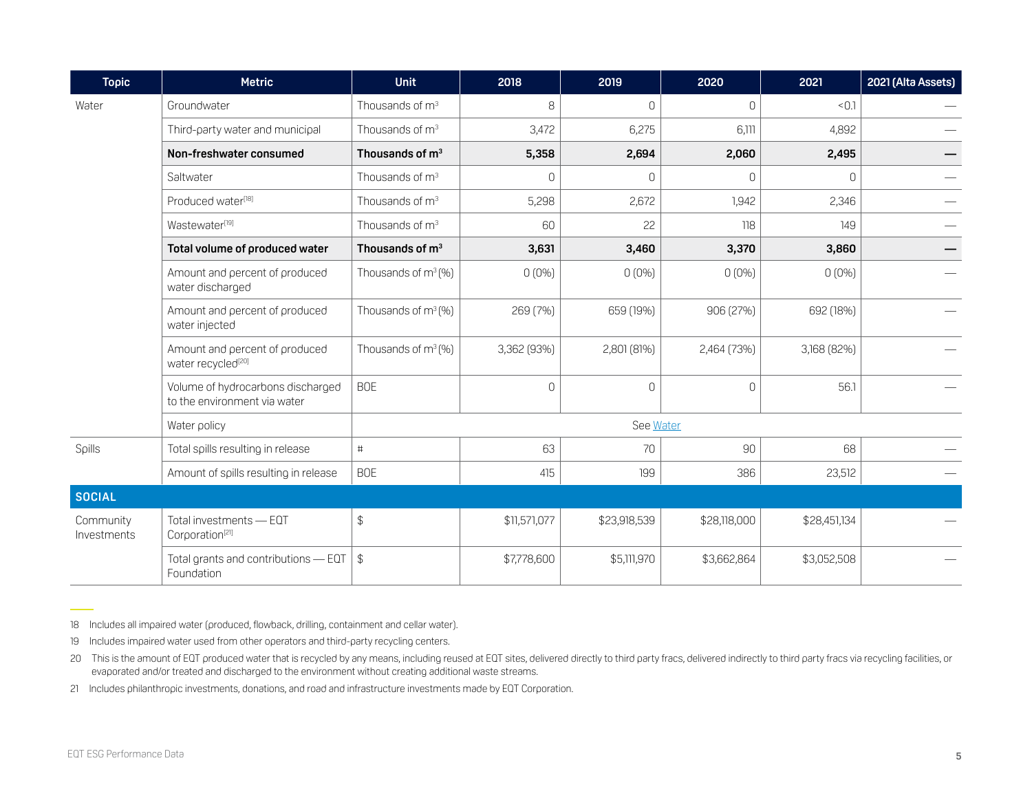| Topic | Metric | Unit | 2018 | 2019 | 2020 | 2021 | 2021 (Alta Assets) |
|---|---|---|---|---|---|---|---|
| Water | Groundwater | Thousands of $m^3$ | 8 | 0 | 0 | <0.1 | — |
| | Third-party water and municipal | Thousands of $m^3$ | 3,472 | 6,275 | 6,111 | 4,892 | — |
| | **Non-freshwater consumed** | **Thousands of $m^3$** | **5,358** | **2,694** | **2,060** | **2,495** | **—** |
| | Saltwater | Thousands of $m^3$ | 0 | 0 | 0 | 0 | — |
| | Produced water[18] | Thousands of $m^3$ | 5,298 | 2,672 | 1,942 | 2,346 | — |
| | Wastewater[19] | Thousands of $m^3$ | 60 | 22 | 118 | 149 | — |
| | **Total volume of produced water** | **Thousands of $m^3$** | **3,631** | **3,460** | **3,370** | **3,860** | **—** |
| | Amount and percent of produced water discharged | Thousands of $m^3$ (%) | 0 (0%) | 0 (0%) | 0 (0%) | 0 (0%) | — |
| | Amount and percent of produced water injected | Thousands of $m^3$ (%) | 269 (7%) | 659 (19%) | 906 (27%) | 692 (18%) | — |
| | Amount and percent of produced water recycled[20] | Thousands of $m^3$ (%) | 3,362 (93%) | 2,801 (81%) | 2,464 (73%) | 3,168 (82%) | — |
| | Volume of hydrocarbons discharged to the environment via water | BOE | 0 | 0 | 0 | 56.1 | — |
| | Water policy | See Water | | | | | |
| Spills | Total spills resulting in release | # | 63 | 70 | 90 | 68 | — |
| | Amount of spills resulting in release | BOE | 415 | 199 | 386 | 23,512 | — |
| **SOCIAL** | | | | | | | |
| Community Investments | Total investments — EQT Corporation[21] | $ | $11,571,077 | $23,918,539 | $28,118,000 | $28,451,134 | — |
| | Total grants and contributions — EQT Foundation | $ | $7,778,600 | $5,111,970 | $3,662,864 | $3,052,508 | — |

18 Includes all impaired water (produced, flowback, drilling, containment and cellar water).

19 Includes impaired water used from other operators and third-party recycling centers.

20 This is the amount of EQT produced water that is recycled by any means, including reused at EQT sites, delivered directly to third party fracs, delivered indirectly to third party fracs via recycling facilities, or evaporated and/or treated and discharged to the environment without creating additional waste streams.

21 Includes philanthropic investments, donations, and road and infrastructure investments made by EQT Corporation.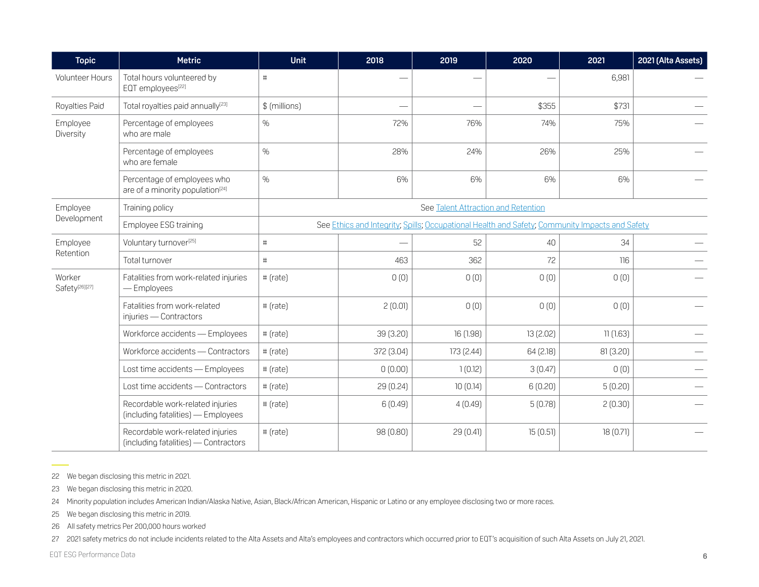| Topic | Metric | Unit | 2018 | 2019 | 2020 | 2021 | 2021 (Alta Assets) |
|---|---|---|---|---|---|---|---|
| Volunteer Hours | Total hours volunteered by EQT employees[22] | # | — | — | — | 6,981 | — |
| Royalties Paid | Total royalties paid annually[23] | $ (millions) | — | — | $355 | $731 | — |
| Employee Diversity | Percentage of employees who are male | % | 72% | 76% | 74% | 75% | — |
| | Percentage of employees who are female | % | 28% | 24% | 26% | 25% | — |
| | Percentage of employees who are of a minority population[24] | % | 6% | 6% | 6% | 6% | — |
| Employee Development | Training policy | See Talent Attraction and Retention | | | | | |
| | Employee ESG training | See Ethics and Integrity; Spills; Occupational Health and Safety; Community Impacts and Safety | | | | | |
| Employee Retention | Voluntary turnover[25] | # | — | 52 | 40 | 34 | — |
| | Total turnover | # | 463 | 362 | 72 | 116 | — |
| Worker Safety[26][27] | Fatalities from work-related injuries — Employees | # (rate) | 0 (0) | 0 (0) | 0 (0) | 0 (0) | — |
| | Fatalities from work-related injuries — Contractors | # (rate) | 2 (0.01) | 0 (0) | 0 (0) | 0 (0) | — |
| | Workforce accidents — Employees | # (rate) | 39 (3.20) | 16 (1.98) | 13 (2.02) | 11 (1.63) | — |
| | Workforce accidents — Contractors | # (rate) | 372 (3.04) | 173 (2.44) | 64 (2.18) | 81 (3.20) | — |
| | Lost time accidents — Employees | # (rate) | 0 (0.00) | 1 (0.12) | 3 (0.47) | 0 (0) | — |
| | Lost time accidents — Contractors | # (rate) | 29 (0.24) | 10 (0.14) | 6 (0.20) | 5 (0.20) | — |
| | Recordable work-related injuries (including fatalities) — Employees | # (rate) | 6 (0.49) | 4 (0.49) | 5 (0.78) | 2 (0.30) | — |
| | Recordable work-related injuries (including fatalities) — Contractors | # (rate) | 98 (0.80) | 29 (0.41) | 15 (0.51) | 18 (0.71) | — |

22 We began disclosing this metric in 2021.

23 We began disclosing this metric in 2020.

24 Minority population includes American Indian/Alaska Native, Asian, Black/African American, Hispanic or Latino or any employee disclosing two or more races.

25 We began disclosing this metric in 2019.

26 All safety metrics Per 200,000 hours worked

27 2021 safety metrics do not include incidents related to the Alta Assets and Alta's employees and contractors which occurred prior to EQT's acquisition of such Alta Assets on July 21, 2021.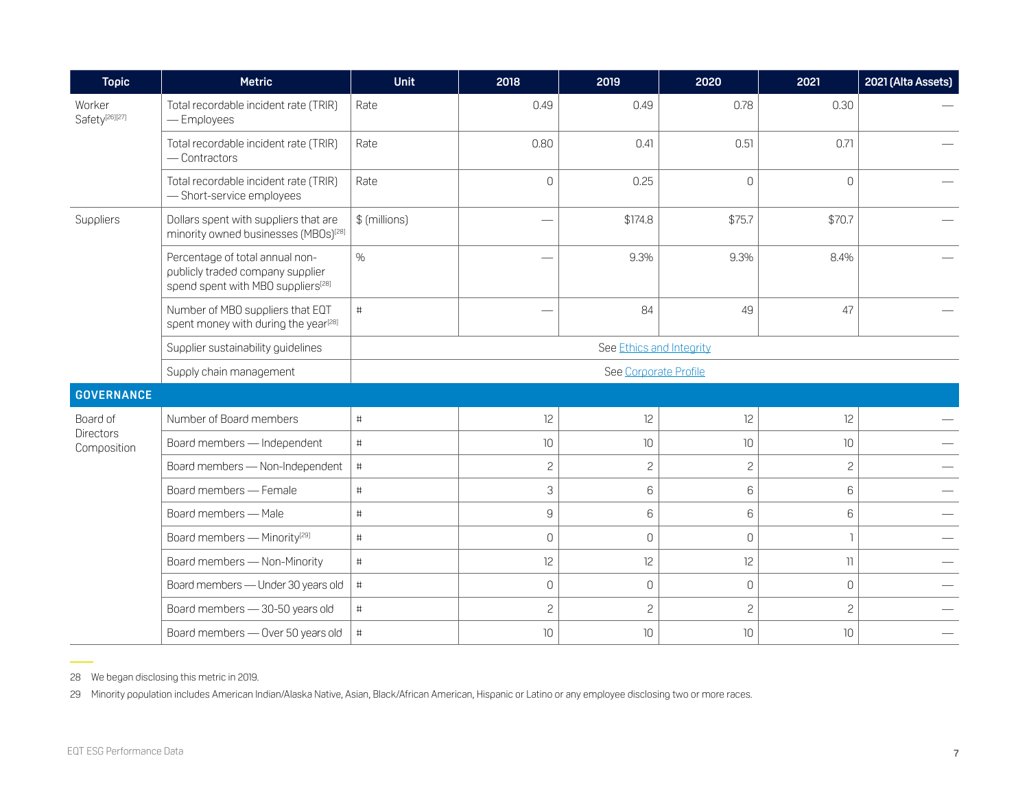| Topic | Metric | Unit | 2018 | 2019 | 2020 | 2021 | 2021 (Alta Assets) |
|---|---|---|---|---|---|---|---|
| Worker Safety[26][27] | Total recordable incident rate (TRIR) — Employees | Rate | 0.49 | 0.49 | 0.78 | 0.30 | — |
| | Total recordable incident rate (TRIR) — Contractors | Rate | 0.80 | 0.41 | 0.51 | 0.71 | — |
| | Total recordable incident rate (TRIR) — Short-service employees | Rate | 0 | 0.25 | 0 | 0 | — |
| Suppliers | Dollars spent with suppliers that are minority owned businesses (MBOs)[28] | $ (millions) | — | $174.8 | $75.7 | $70.7 | — |
| | Percentage of total annual non-publicly traded company supplier spend spent with MBO suppliers[28] | % | — | 9.3% | 9.3% | 8.4% | — |
| | Number of MBO suppliers that EQT spent money with during the year[28] | # | — | 84 | 49 | 47 | — |
| | Supplier sustainability guidelines | See Ethics and Integrity | | | | | |
| | Supply chain management | See Corporate Profile | | | | | |
| **GOVERNANCE** | | | | | | | |
| Board of Directors Composition | Number of Board members | # | 12 | 12 | 12 | 12 | — |
| | Board members — Independent | # | 10 | 10 | 10 | 10 | — |
| | Board members — Non-Independent | # | 2 | 2 | 2 | 2 | — |
| | Board members — Female | # | 3 | 6 | 6 | 6 | — |
| | Board members — Male | # | 9 | 6 | 6 | 6 | — |
| | Board members — Minority[29] | # | 0 | 0 | 0 | 1 | — |
| | Board members — Non-Minority | # | 12 | 12 | 12 | 11 | — |
| | Board members — Under 30 years old | # | 0 | 0 | 0 | 0 | — |
| | Board members — 30-50 years old | # | 2 | 2 | 2 | 2 | — |
| | Board members — Over 50 years old | # | 10 | 10 | 10 | 10 | — |

28 We began disclosing this metric in 2019.

29 Minority population includes American Indian/Alaska Native, Asian, Black/African American, Hispanic or Latino or any employee disclosing two or more races.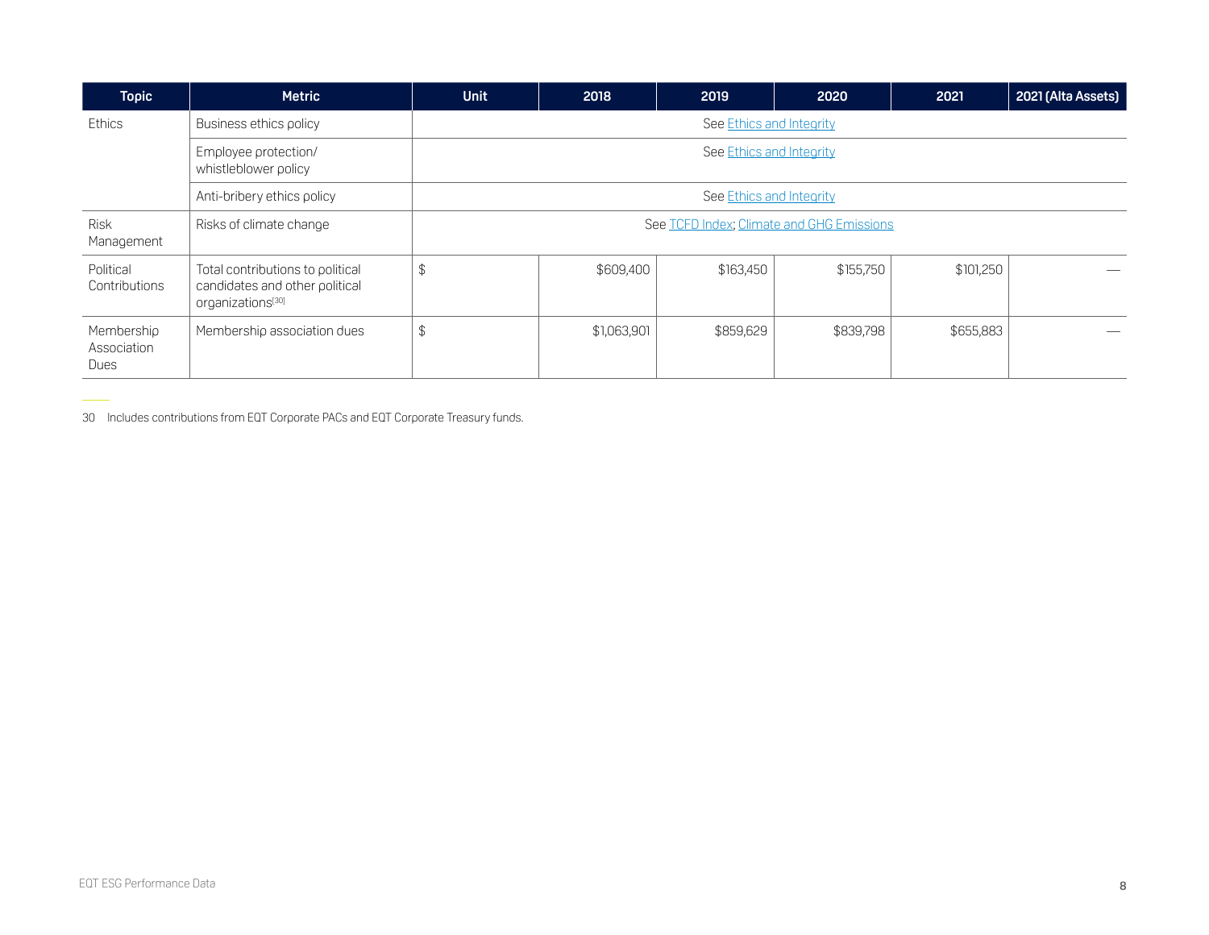| Topic | Metric | Unit | 2018 | 2019 | 2020 | 2021 | 2021 (Alta Assets) |
|---|---|---|---|---|---|---|---|
| Ethics | Business ethics policy | See Ethics and Integrity | | | | | |
| | Employee protection/ whistleblower policy | See Ethics and Integrity | | | | | |
| | Anti-bribery ethics policy | See Ethics and Integrity | | | | | |
| Risk Management | Risks of climate change | See TCFD Index; Climate and GHG Emissions | | | | | |
| Political Contributions | Total contributions to political candidates and other political organizations[30] | $ | $609,400 | $163,450 | $155,750 | $101,250 | — |
| Membership Association Dues | Membership association dues | $ | $1,063,901 | $859,629 | $839,798 | $655,883 | — |

30 Includes contributions from EQT Corporate PACs and EQT Corporate Treasury funds.